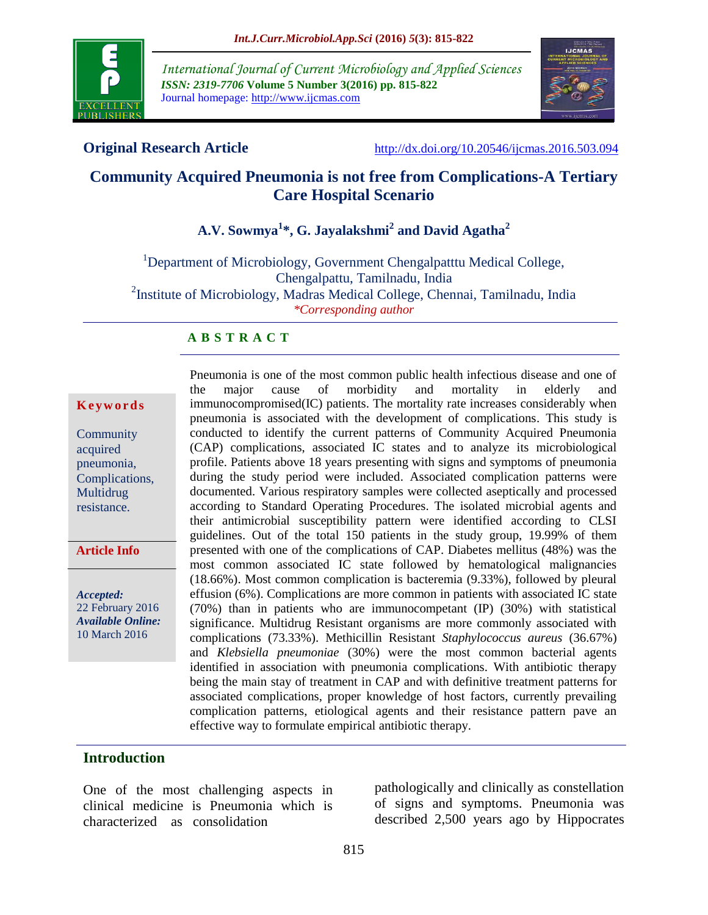**Original Research Article** http://dx.doi.org/10.20546/ijcmas.2016.503.094

# Community Acquired Pneumonia is not free from Complications-A Tertiary Care Hospital Scenario

**A.V. Sowmya[1]*, G. Jayalakshmi[2] and David Agatha[2]**

[1]Department of Microbiology, Government Chengalpatttu Medical College, Chengalpattu, Tamilnadu, India

[2]Institute of Microbiology, Madras Medical College, Chennai, Tamilnadu, India

*Corresponding author*

## ABSTRACT

**Keywords**

Community acquired pneumonia, Complications, Multidrug resistance.

**Article Info**

***Accepted:*** 22 February 2016

***Available Online:*** 10 March 2016

Pneumonia is one of the most common public health infectious disease and one of the major cause of morbidity and mortality in elderly and immunocompromised(IC) patients. The mortality rate increases considerably when pneumonia is associated with the development of complications. This study is conducted to identify the current patterns of Community Acquired Pneumonia (CAP) complications, associated IC states and to analyze its microbiological profile. Patients above 18 years presenting with signs and symptoms of pneumonia during the study period were included. Associated complication patterns were documented. Various respiratory samples were collected aseptically and processed according to Standard Operating Procedures. The isolated microbial agents and their antimicrobial susceptibility pattern were identified according to CLSI guidelines. Out of the total 150 patients in the study group, 19.99% of them presented with one of the complications of CAP. Diabetes mellitus (48%) was the most common associated IC state followed by hematological malignancies (18.66%). Most common complication is bacteremia (9.33%), followed by pleural effusion (6%). Complications are more common in patients with associated IC state (70%) than in patients who are immunocompetant (IP) (30%) with statistical significance. Multidrug Resistant organisms are more commonly associated with complications (73.33%). Methicillin Resistant *Staphylococcus aureus* (36.67%) and *Klebsiella pneumoniae* (30%) were the most common bacterial agents identified in association with pneumonia complications. With antibiotic therapy being the main stay of treatment in CAP and with definitive treatment patterns for associated complications, proper knowledge of host factors, currently prevailing complication patterns, etiological agents and their resistance pattern pave an effective way to formulate empirical antibiotic therapy.

## Introduction

One of the most challenging aspects in clinical medicine is Pneumonia which is characterized as consolidation pathologically and clinically as constellation of signs and symptoms. Pneumonia was described 2,500 years ago by Hippocrates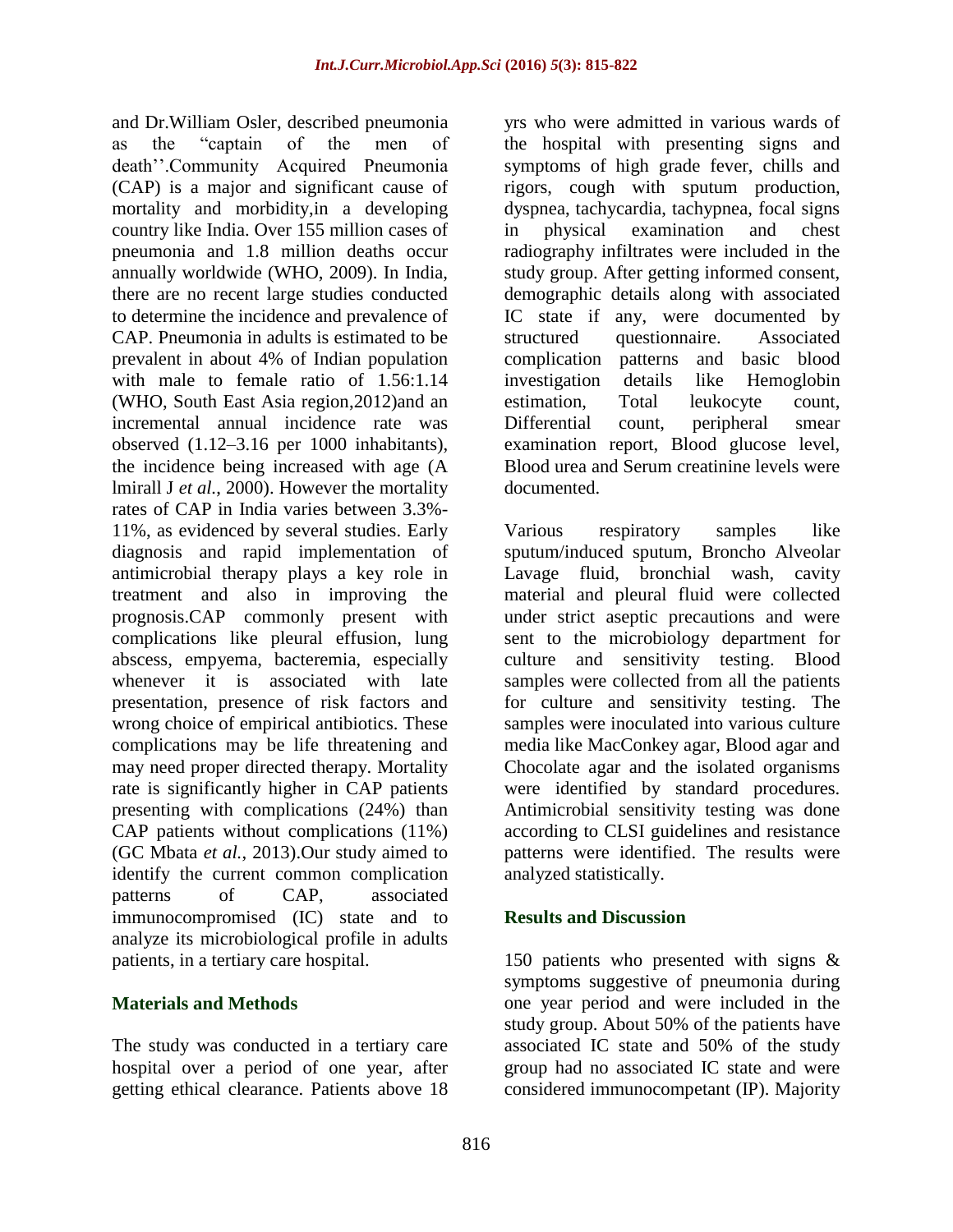and Dr.William Osler, described pneumonia as the "captain of the men of death''.Community Acquired Pneumonia (CAP) is a major and significant cause of mortality and morbidity,in a developing country like India. Over 155 million cases of pneumonia and 1.8 million deaths occur annually worldwide (WHO, 2009). In India, there are no recent large studies conducted to determine the incidence and prevalence of CAP. Pneumonia in adults is estimated to be prevalent in about 4% of Indian population with male to female ratio of 1.56:1.14 (WHO, South East Asia region,2012)and an incremental annual incidence rate was observed (1.12–3.16 per 1000 inhabitants), the incidence being increased with age (A lmirall J *et al.*, 2000). However the mortality rates of CAP in India varies between 3.3%-11%, as evidenced by several studies. Early diagnosis and rapid implementation of antimicrobial therapy plays a key role in treatment and also in improving the prognosis.CAP commonly present with complications like pleural effusion, lung abscess, empyema, bacteremia, especially whenever it is associated with late presentation, presence of risk factors and wrong choice of empirical antibiotics. These complications may be life threatening and may need proper directed therapy. Mortality rate is significantly higher in CAP patients presenting with complications (24%) than CAP patients without complications (11%) (GC Mbata *et al.*, 2013).Our study aimed to identify the current common complication patterns of CAP, associated immunocompromised (IC) state and to analyze its microbiological profile in adults patients, in a tertiary care hospital.

## Materials and Methods

The study was conducted in a tertiary care hospital over a period of one year, after getting ethical clearance. Patients above 18 yrs who were admitted in various wards of the hospital with presenting signs and symptoms of high grade fever, chills and rigors, cough with sputum production, dyspnea, tachycardia, tachypnea, focal signs in physical examination and chest radiography infiltrates were included in the study group. After getting informed consent, demographic details along with associated IC state if any, were documented by structured questionnaire. Associated complication patterns and basic blood investigation details like Hemoglobin estimation, Total leukocyte count, Differential count, peripheral smear examination report, Blood glucose level, Blood urea and Serum creatinine levels were documented.

Various respiratory samples like sputum/induced sputum, Broncho Alveolar Lavage fluid, bronchial wash, cavity material and pleural fluid were collected under strict aseptic precautions and were sent to the microbiology department for culture and sensitivity testing. Blood samples were collected from all the patients for culture and sensitivity testing. The samples were inoculated into various culture media like MacConkey agar, Blood agar and Chocolate agar and the isolated organisms were identified by standard procedures. Antimicrobial sensitivity testing was done according to CLSI guidelines and resistance patterns were identified. The results were analyzed statistically.

## Results and Discussion

150 patients who presented with signs & symptoms suggestive of pneumonia during one year period and were included in the study group. About 50% of the patients have associated IC state and 50% of the study group had no associated IC state and were considered immunocompetant (IP). Majority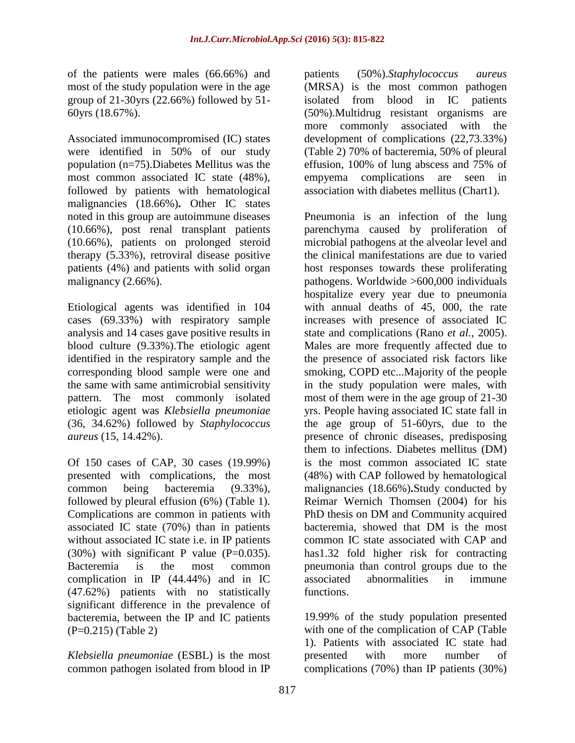of the patients were males (66.66%) and most of the study population were in the age group of 21-30yrs (22.66%) followed by 51-60yrs (18.67%).

Associated immunocompromised (IC) states were identified in 50% of our study population (n=75).Diabetes Mellitus was the most common associated IC state (48%), followed by patients with hematological malignancies (18.66%)**.** Other IC states noted in this group are autoimmune diseases (10.66%), post renal transplant patients (10.66%), patients on prolonged steroid therapy (5.33%), retroviral disease positive patients (4%) and patients with solid organ malignancy (2.66%).

Etiological agents was identified in 104 cases (69.33%) with respiratory sample analysis and 14 cases gave positive results in blood culture (9.33%).The etiologic agent identified in the respiratory sample and the corresponding blood sample were one and the same with same antimicrobial sensitivity pattern. The most commonly isolated etiologic agent was *Klebsiella pneumoniae* (36, 34.62%) followed by *Staphylococcus aureus* (15, 14.42%).

Of 150 cases of CAP, 30 cases (19.99%) presented with complications, the most common being bacteremia (9.33%), followed by pleural effusion (6%) (Table 1). Complications are common in patients with associated IC state (70%) than in patients without associated IC state i.e. in IP patients (30%) with significant P value (P=0.035). Bacteremia is the most common complication in IP (44.44%) and in IC (47.62%) patients with no statistically significant difference in the prevalence of bacteremia, between the IP and IC patients (P=0.215) (Table 2)

*Klebsiella pneumoniae* (ESBL) is the most common pathogen isolated from blood in IP patients (50%).*Staphylococcus aureus* (MRSA) is the most common pathogen isolated from blood in IC patients (50%).Multidrug resistant organisms are more commonly associated with the development of complications (22,73.33%) (Table 2) 70% of bacteremia, 50% of pleural effusion, 100% of lung abscess and 75% of empyema complications are seen in association with diabetes mellitus (Chart1).

Pneumonia is an infection of the lung parenchyma caused by proliferation of microbial pathogens at the alveolar level and the clinical manifestations are due to varied host responses towards these proliferating pathogens. Worldwide >600,000 individuals hospitalize every year due to pneumonia with annual deaths of 45, 000, the rate increases with presence of associated IC state and complications (Rano *et al.*, 2005). Males are more frequently affected due to the presence of associated risk factors like smoking, COPD etc...Majority of the people in the study population were males, with most of them were in the age group of 21-30 yrs. People having associated IC state fall in the age group of 51-60yrs, due to the presence of chronic diseases, predisposing them to infections. Diabetes mellitus (DM) is the most common associated IC state (48%) with CAP followed by hematological malignancies (18.66%)**.**Study conducted by Reimar Wernich Thomsen (2004) for his PhD thesis on DM and Community acquired bacteremia, showed that DM is the most common IC state associated with CAP and has1.32 fold higher risk for contracting pneumonia than control groups due to the associated abnormalities in immune functions.

19.99% of the study population presented with one of the complication of CAP (Table 1). Patients with associated IC state had presented with more number of complications (70%) than IP patients (30%)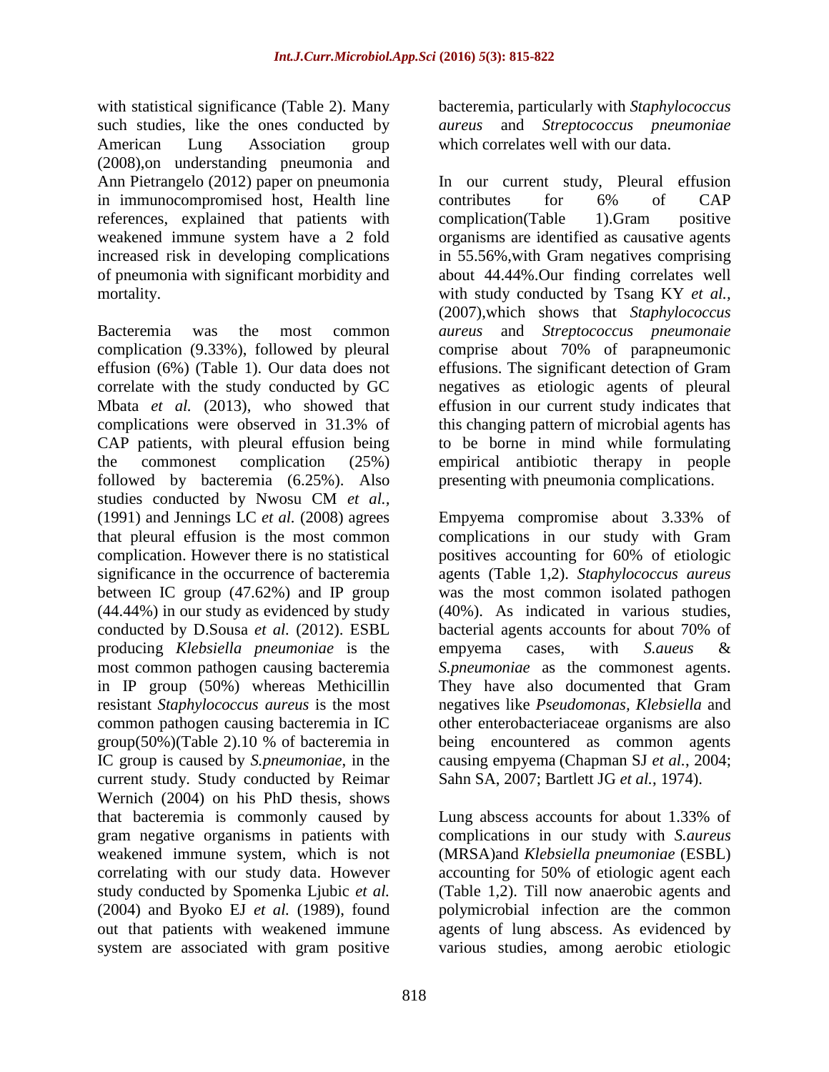with statistical significance (Table 2). Many such studies, like the ones conducted by American Lung Association group (2008),on understanding pneumonia and Ann Pietrangelo (2012) paper on pneumonia in immunocompromised host, Health line references, explained that patients with weakened immune system have a 2 fold increased risk in developing complications of pneumonia with significant morbidity and mortality.

Bacteremia was the most common complication (9.33%), followed by pleural effusion (6%) (Table 1). Our data does not correlate with the study conducted by GC Mbata *et al.* (2013), who showed that complications were observed in 31.3% of CAP patients, with pleural effusion being the commonest complication (25%) followed by bacteremia (6.25%). Also studies conducted by Nwosu CM *et al.*, (1991) and Jennings LC *et al.* (2008) agrees that pleural effusion is the most common complication. However there is no statistical significance in the occurrence of bacteremia between IC group (47.62%) and IP group (44.44%) in our study as evidenced by study conducted by D.Sousa *et al.* (2012). ESBL producing *Klebsiella pneumoniae* is the most common pathogen causing bacteremia in IP group (50%) whereas Methicillin resistant *Staphylococcus aureus* is the most common pathogen causing bacteremia in IC group(50%)(Table 2).10 % of bacteremia in IC group is caused by *S.pneumoniae*, in the current study. Study conducted by Reimar Wernich (2004) on his PhD thesis, shows that bacteremia is commonly caused by gram negative organisms in patients with weakened immune system, which is not correlating with our study data. However study conducted by Spomenka Ljubic *et al.* (2004) and Byoko EJ *et al.* (1989), found out that patients with weakened immune system are associated with gram positive bacteremia, particularly with *Staphylococcus aureus* and *Streptococcus pneumoniae* which correlates well with our data.

In our current study, Pleural effusion contributes for 6% of CAP complication(Table 1).Gram positive organisms are identified as causative agents in 55.56%,with Gram negatives comprising about 44.44%.Our finding correlates well with study conducted by Tsang KY *et al.,* (2007),which shows that *Staphylococcus aureus* and *Streptococcus pneumonaie* comprise about 70% of parapneumonic effusions. The significant detection of Gram negatives as etiologic agents of pleural effusion in our current study indicates that this changing pattern of microbial agents has to be borne in mind while formulating empirical antibiotic therapy in people presenting with pneumonia complications.

Empyema compromise about 3.33% of complications in our study with Gram positives accounting for 60% of etiologic agents (Table 1,2). *Staphylococcus aureus* was the most common isolated pathogen (40%). As indicated in various studies, bacterial agents accounts for about 70% of empyema cases, with *S.aueus* & *S.pneumoniae* as the commonest agents. They have also documented that Gram negatives like *Pseudomonas*, *Klebsiella* and other enterobacteriaceae organisms are also being encountered as common agents causing empyema (Chapman SJ *et al.*, 2004; Sahn SA, 2007; Bartlett JG *et al.*, 1974).

Lung abscess accounts for about 1.33% of complications in our study with *S.aureus* (MRSA)and *Klebsiella pneumoniae* (ESBL) accounting for 50% of etiologic agent each (Table 1,2). Till now anaerobic agents and polymicrobial infection are the common agents of lung abscess. As evidenced by various studies, among aerobic etiologic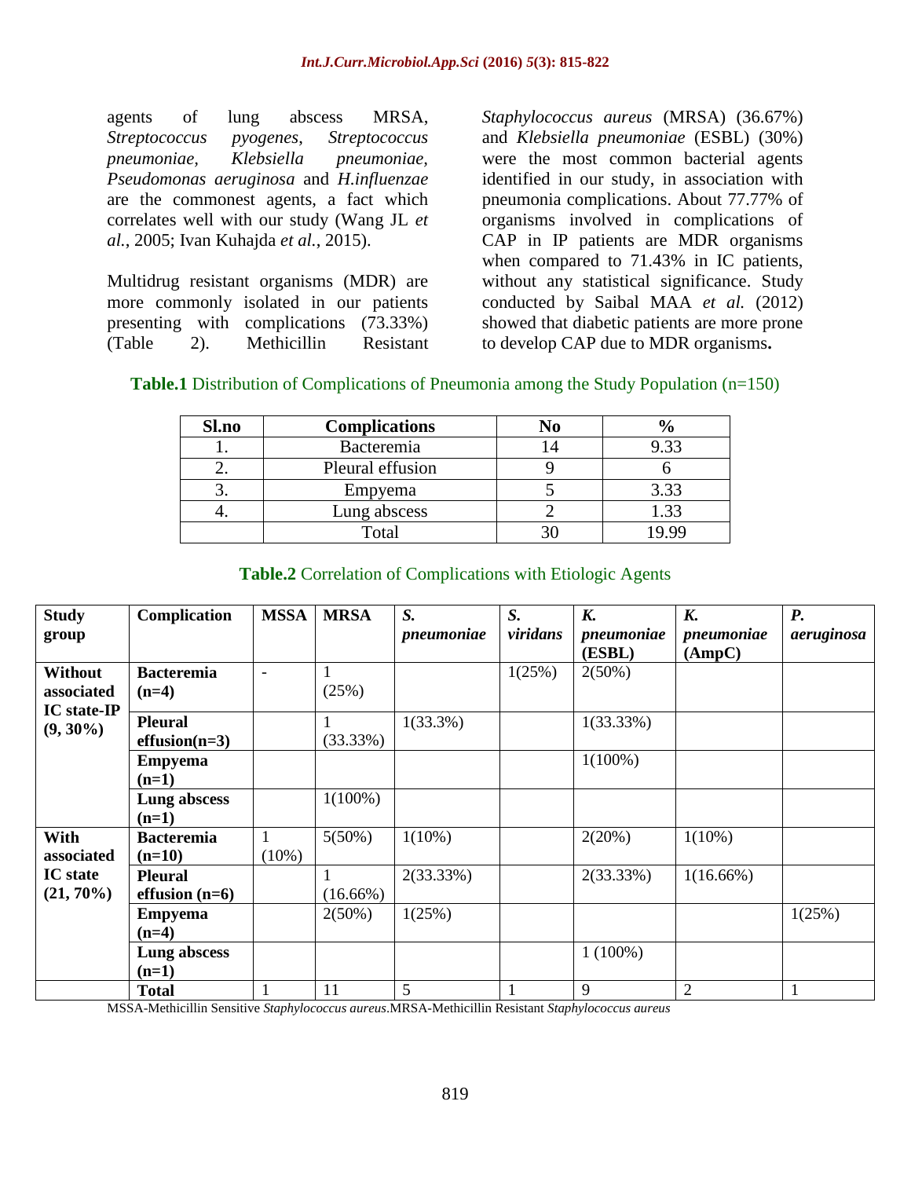agents of lung abscess MRSA, *Streptococcus pyogenes*, *Streptococcus pneumoniae*, *Klebsiella pneumoniae*, *Pseudomonas aeruginosa* and *H.influenzae* are the commonest agents, a fact which correlates well with our study (Wang JL *et al.*, 2005; Ivan Kuhajda *et al.*, 2015).

Multidrug resistant organisms (MDR) are more commonly isolated in our patients presenting with complications (73.33%) (Table 2). Methicillin Resistant *Staphylococcus aureus* (MRSA) (36.67%) and *Klebsiella pneumoniae* (ESBL) (30%) were the most common bacterial agents identified in our study, in association with pneumonia complications. About 77.77% of organisms involved in complications of CAP in IP patients are MDR organisms when compared to 71.43% in IC patients, without any statistical significance. Study conducted by Saibal MAA *et al.* (2012) showed that diabetic patients are more prone to develop CAP due to MDR organisms**.**

**Table.1** Distribution of Complications of Pneumonia among the Study Population (n=150)

| Sl.no | Complications | No | % |
|---|---|---|---|
| 1. | Bacteremia | 14 | 9.33 |
| 2. | Pleural effusion | 9 | 6 |
| 3. | Empyema | 5 | 3.33 |
| 4. | Lung abscess | 2 | 1.33 |
| | Total | 30 | 19.99 |

**Table.2** Correlation of Complications with Etiologic Agents

| Study group | Complication | MSSA | MRSA | *S. pneumoniae* | *S. viridans* | *K. pneumoniae* (ESBL) | *K. pneumoniae* (AmpC) | *P. aeruginosa* |
|---|---|---|---|---|---|---|---|---|
| **Without associated IC state-IP (9, 30%)** | **Bacteremia (n=4)** | - | 1 (25%) | | 1(25%) | 2(50%) | | |
| | **Pleural effusion(n=3)** | | 1 (33.33%) | 1(33.3%) | | 1(33.33%) | | |
| | **Empyema (n=1)** | | | | | 1(100%) | | |
| | **Lung abscess (n=1)** | | 1(100%) | | | | | |
| **With associated IC state (21, 70%)** | **Bacteremia (n=10)** | 1 (10%) | 5(50%) | 1(10%) | | 2(20%) | 1(10%) | |
| | **Pleural effusion (n=6)** | | 1 (16.66%) | 2(33.33%) | | 2(33.33%) | 1(16.66%) | |
| | **Empyema (n=4)** | | 2(50%) | 1(25%) | | | | 1(25%) |
| | **Lung abscess (n=1)** | | | | | 1 (100%) | | |
| | **Total** | 1 | 11 | 5 | 1 | 9 | 2 | 1 |

MSSA-Methicillin Sensitive *Staphylococcus aureus*.MRSA-Methicillin Resistant *Staphylococcus aureus*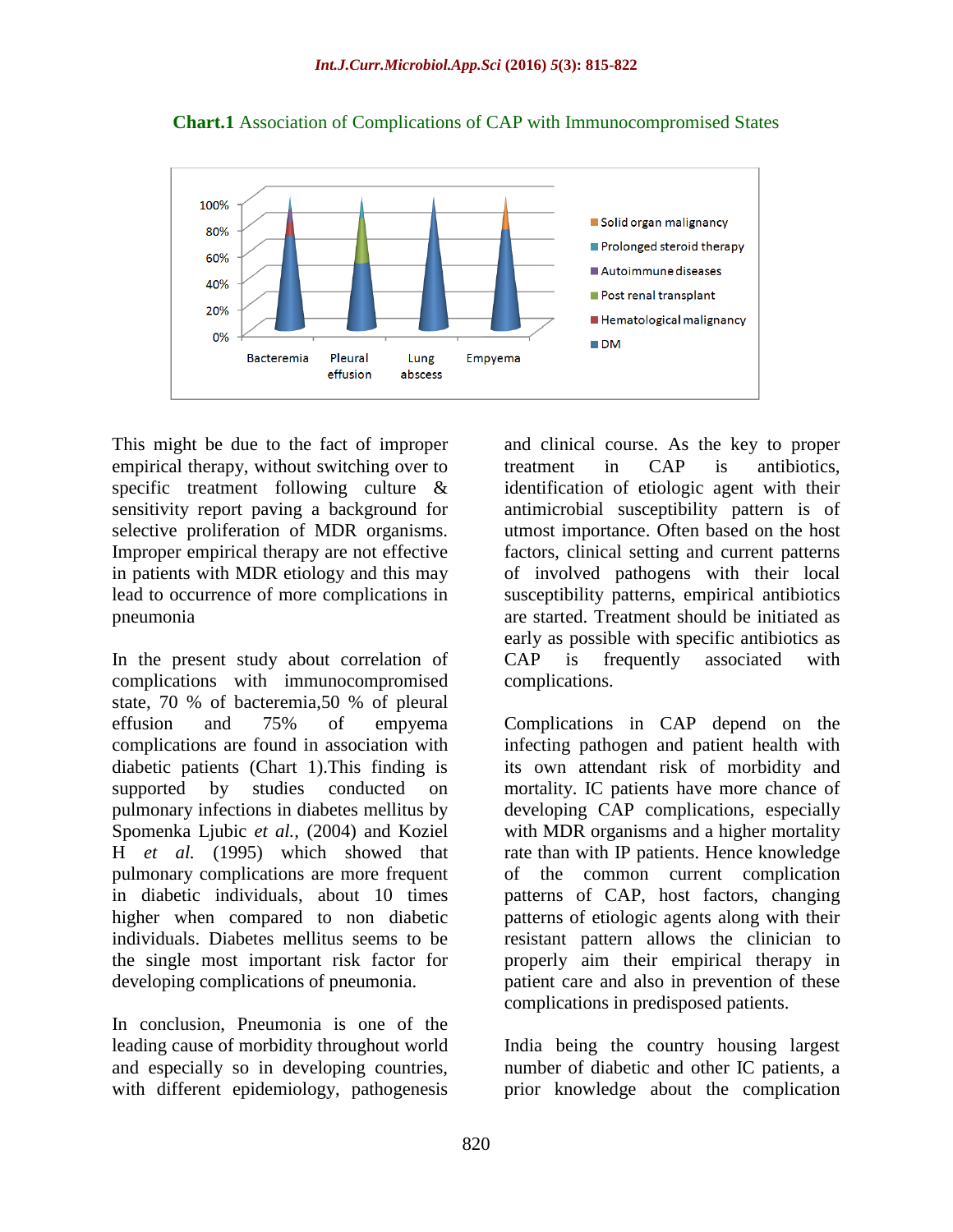**Chart.1** Association of Complications of CAP with Immunocompromised States

This might be due to the fact of improper empirical therapy, without switching over to specific treatment following culture & sensitivity report paving a background for selective proliferation of MDR organisms. Improper empirical therapy are not effective in patients with MDR etiology and this may lead to occurrence of more complications in pneumonia

In the present study about correlation of complications with immunocompromised state, 70 % of bacteremia,50 % of pleural effusion and 75% of empyema complications are found in association with diabetic patients (Chart 1).This finding is supported by studies conducted on pulmonary infections in diabetes mellitus by Spomenka Ljubic *et al.*, (2004) and Koziel H *et al.* (1995) which showed that pulmonary complications are more frequent in diabetic individuals, about 10 times higher when compared to non diabetic individuals. Diabetes mellitus seems to be the single most important risk factor for developing complications of pneumonia.

In conclusion, Pneumonia is one of the leading cause of morbidity throughout world and especially so in developing countries, with different epidemiology, pathogenesis and clinical course. As the key to proper treatment in CAP is antibiotics, identification of etiologic agent with their antimicrobial susceptibility pattern is of utmost importance. Often based on the host factors, clinical setting and current patterns of involved pathogens with their local susceptibility patterns, empirical antibiotics are started. Treatment should be initiated as early as possible with specific antibiotics as CAP is frequently associated with complications.

Complications in CAP depend on the infecting pathogen and patient health with its own attendant risk of morbidity and mortality. IC patients have more chance of developing CAP complications, especially with MDR organisms and a higher mortality rate than with IP patients. Hence knowledge of the common current complication patterns of CAP, host factors, changing patterns of etiologic agents along with their resistant pattern allows the clinician to properly aim their empirical therapy in patient care and also in prevention of these complications in predisposed patients.

India being the country housing largest number of diabetic and other IC patients, a prior knowledge about the complication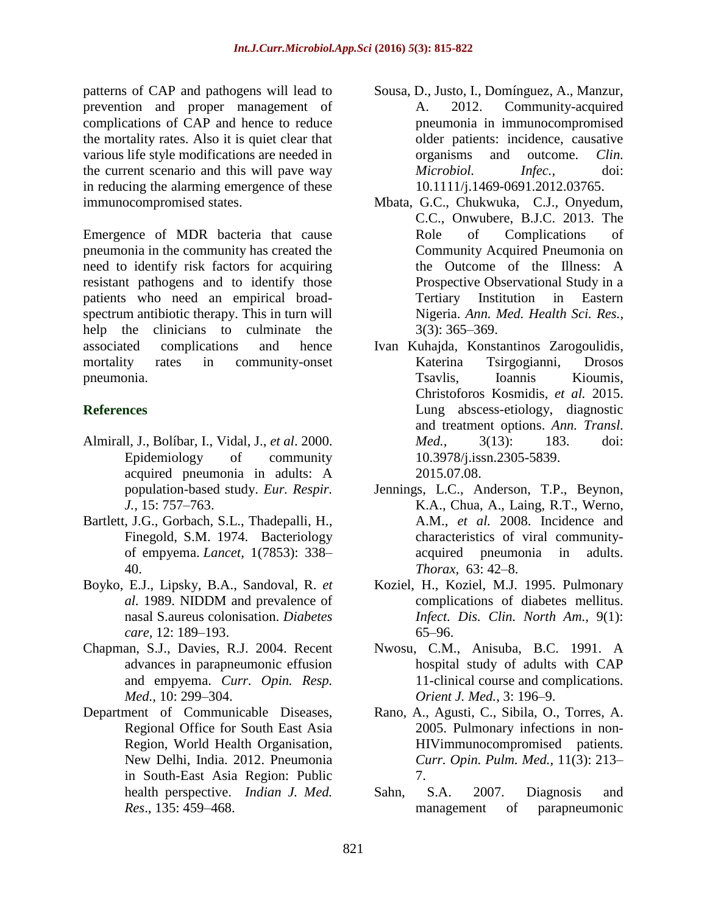patterns of CAP and pathogens will lead to prevention and proper management of complications of CAP and hence to reduce the mortality rates. Also it is quiet clear that various life style modifications are needed in the current scenario and this will pave way in reducing the alarming emergence of these immunocompromised states.

Emergence of MDR bacteria that cause pneumonia in the community has created the need to identify risk factors for acquiring resistant pathogens and to identify those patients who need an empirical broad-spectrum antibiotic therapy. This in turn will help the clinicians to culminate the associated complications and hence mortality rates in community-onset pneumonia.

## References

Almirall, J., Bolíbar, I., Vidal, J., *et al*. 2000. Epidemiology of community acquired pneumonia in adults: A population-based study. *Eur. Respir. J.,* 15: 757–763.

Bartlett, J.G., Gorbach, S.L., Thadepalli, H., Finegold, S.M. 1974. Bacteriology of empyema. *Lancet,* 1(7853): 338–40.

Boyko, E.J., Lipsky, B.A., Sandoval, R. *et al.* 1989. NIDDM and prevalence of nasal S.aureus colonisation. *Diabetes care*, 12: 189–193.

Chapman, S.J., Davies, R.J. 2004. Recent advances in parapneumonic effusion and empyema. *Curr. Opin. Resp. Med.,* 10: 299–304.

Department of Communicable Diseases, Regional Office for South East Asia Region, World Health Organisation, New Delhi, India. 2012. Pneumonia in South-East Asia Region: Public health perspective. *Indian J. Med. Res*., 135: 459–468.

Sousa, D., Justo, I., Domínguez, A., Manzur, A. 2012. Community-acquired pneumonia in immunocompromised older patients: incidence, causative organisms and outcome. *Clin. Microbiol. Infec.,* doi: 10.1111/j.1469-0691.2012.03765.

Mbata, G.C., Chukwuka, C.J., Onyedum, C.C., Onwubere, B.J.C. 2013. The Role of Complications of Community Acquired Pneumonia on the Outcome of the Illness: A Prospective Observational Study in a Tertiary Institution in Eastern Nigeria. *Ann. Med. Health Sci. Res.,* 3(3): 365–369.

Ivan Kuhajda, Konstantinos Zarogoulidis, Katerina Tsirgogianni, Drosos Tsavlis, Ioannis Kioumis, Christoforos Kosmidis, *et al.* 2015. Lung abscess-etiology, diagnostic and treatment options. *Ann. Transl. Med.,* 3(13): 183. doi: 10.3978/j.issn.2305-5839. 2015.07.08.

Jennings, L.C., Anderson, T.P., Beynon, K.A., Chua, A., Laing, R.T., Werno, A.M., *et al.* 2008. Incidence and characteristics of viral community-acquired pneumonia in adults. *Thorax,* 63: 42–8.

Koziel, H., Koziel, M.J. 1995. Pulmonary complications of diabetes mellitus. *Infect. Dis. Clin. North Am.,* 9(1): 65–96.

Nwosu, C.M., Anisuba, B.C. 1991. A hospital study of adults with CAP 11-clinical course and complications. *Orient J. Med.,* 3: 196–9.

Rano, A., Agusti, C., Sibila, O., Torres, A. 2005. Pulmonary infections in non-HIVimmunocompromised patients. *Curr. Opin. Pulm. Med.,* 11(3): 213–7.

Sahn, S.A. 2007. Diagnosis and management of parapneumonic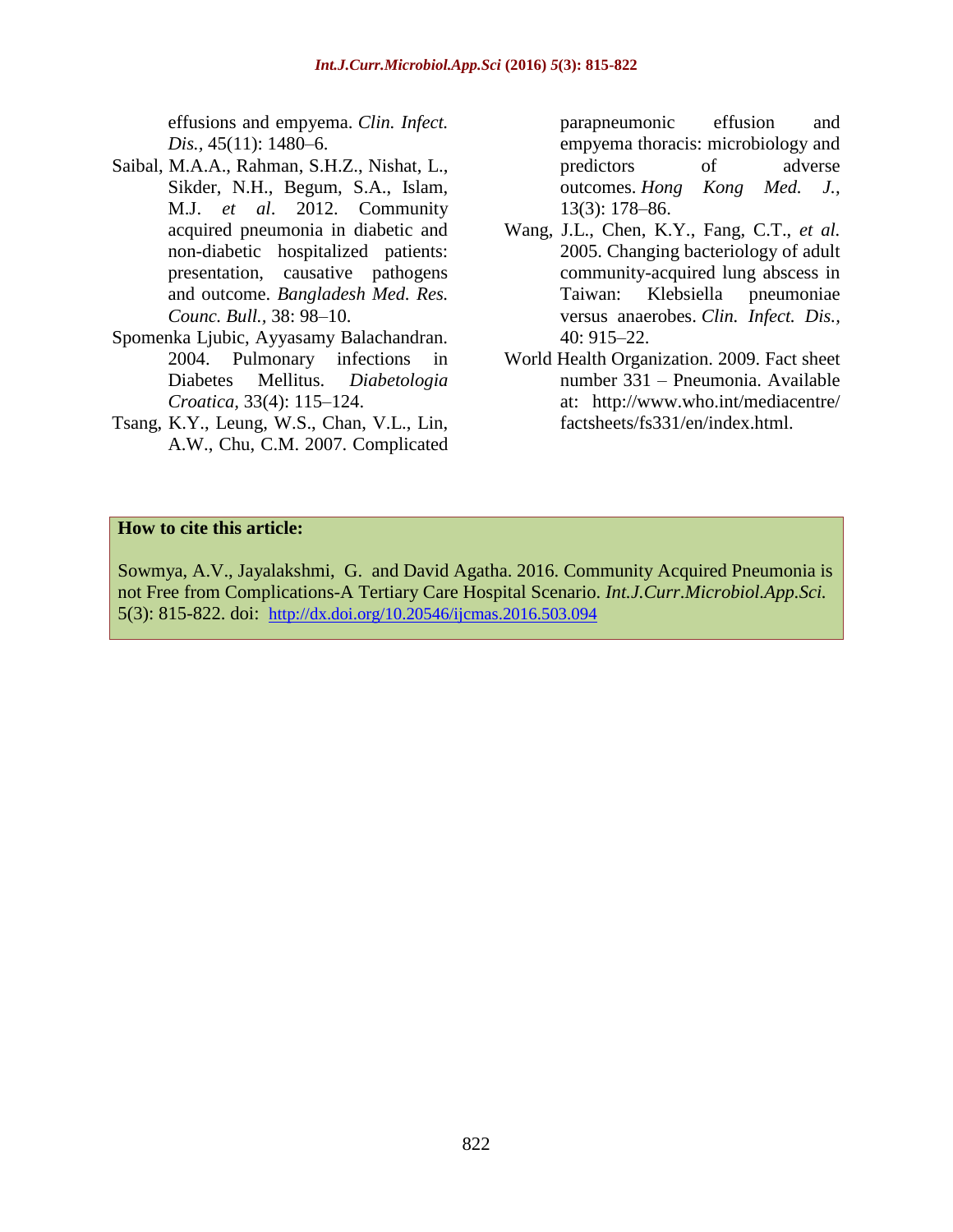effusions and empyema. *Clin. Infect. Dis.,* 45(11): 1480–6.

Saibal, M.A.A., Rahman, S.H.Z., Nishat, L., Sikder, N.H., Begum, S.A., Islam, M.J. *et al*. 2012. Community acquired pneumonia in diabetic and non-diabetic hospitalized patients: presentation, causative pathogens and outcome. *Bangladesh Med. Res. Counc. Bull.,* 38: 98–10.

Spomenka Ljubic, Ayyasamy Balachandran. 2004. Pulmonary infections in Diabetes Mellitus. *Diabetologia Croatica,* 33(4): 115–124.

Tsang, K.Y., Leung, W.S., Chan, V.L., Lin, A.W., Chu, C.M. 2007. Complicated parapneumonic effusion and empyema thoracis: microbiology and predictors of adverse outcomes. *Hong Kong Med. J.,* 13(3): 178–86.

Wang, J.L., Chen, K.Y., Fang, C.T., *et al.* 2005. Changing bacteriology of adult community-acquired lung abscess in Taiwan: Klebsiella pneumoniae versus anaerobes. *Clin. Infect. Dis.,* 40: 915–22.

World Health Organization. 2009. Fact sheet number 331 – Pneumonia. Available at: http://www.who.int/mediacentre/factsheets/fs331/en/index.html.

**How to cite this article:**

Sowmya, A.V., Jayalakshmi, G. and David Agatha. 2016. Community Acquired Pneumonia is not Free from Complications-A Tertiary Care Hospital Scenario. *Int.J.Curr.Microbiol.App.Sci.* 5(3): 815-822. doi: http://dx.doi.org/10.20546/ijcmas.2016.503.094